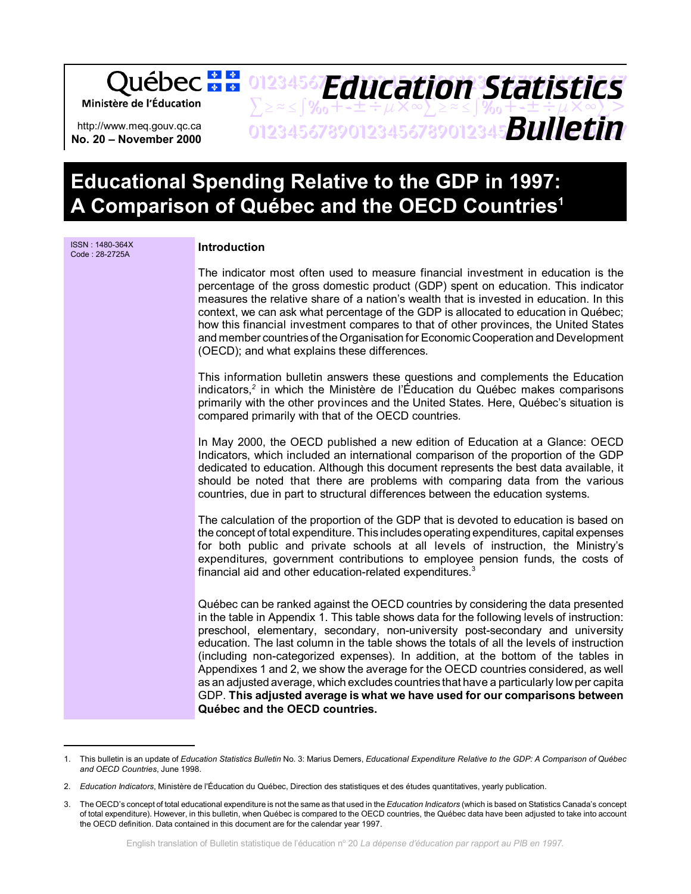Québec Ministère de l'Éducation

http://www.meq.gouv.qc.ca
**No. 20 – November 2000**

# Education Statistics Bulletin

# Educational Spending Relative to the GDP in 1997: A Comparison of Québec and the OECD Countries[1]

ISSN : 1480-364X
Code : 28-2725A

## Introduction

The indicator most often used to measure financial investment in education is the percentage of the gross domestic product (GDP) spent on education. This indicator measures the relative share of a nation's wealth that is invested in education. In this context, we can ask what percentage of the GDP is allocated to education in Québec; how this financial investment compares to that of other provinces, the United States and member countries of the Organisation for Economic Cooperation and Development (OECD); and what explains these differences.

This information bulletin answers these questions and complements the Education indicators,[2] in which the Ministère de l'Éducation du Québec makes comparisons primarily with the other provinces and the United States. Here, Québec's situation is compared primarily with that of the OECD countries.

In May 2000, the OECD published a new edition of Education at a Glance: OECD Indicators, which included an international comparison of the proportion of the GDP dedicated to education. Although this document represents the best data available, it should be noted that there are problems with comparing data from the various countries, due in part to structural differences between the education systems.

The calculation of the proportion of the GDP that is devoted to education is based on the concept of total expenditure. This includes operating expenditures, capital expenses for both public and private schools at all levels of instruction, the Ministry's expenditures, government contributions to employee pension funds, the costs of financial aid and other education-related expenditures.[3]

Québec can be ranked against the OECD countries by considering the data presented in the table in Appendix 1. This table shows data for the following levels of instruction: preschool, elementary, secondary, non-university post-secondary and university education. The last column in the table shows the totals of all the levels of instruction (including non-categorized expenses). In addition, at the bottom of the tables in Appendixes 1 and 2, we show the average for the OECD countries considered, as well as an adjusted average, which excludes countries that have a particularly low per capita GDP. **This adjusted average is what we have used for our comparisons between Québec and the OECD countries.**

---

1. This bulletin is an update of *Education Statistics Bulletin* No. 3: Marius Demers, *Educational Expenditure Relative to the GDP: A Comparison of Québec and OECD Countries*, June 1998.

2. *Education Indicators*, Ministère de l'Éducation du Québec, Direction des statistiques et des études quantitatives, yearly publication.

3. The OECD's concept of total educational expenditure is not the same as that used in the *Education Indicators* (which is based on Statistics Canada's concept of total expenditure). However, in this bulletin, when Québec is compared to the OECD countries, the Québec data have been adjusted to take into account the OECD definition. Data contained in this document are for the calendar year 1997.

English translation of Bulletin statistique de l'éducation n° 20 *La dépense d'éducation par rapport au PIB en 1997.*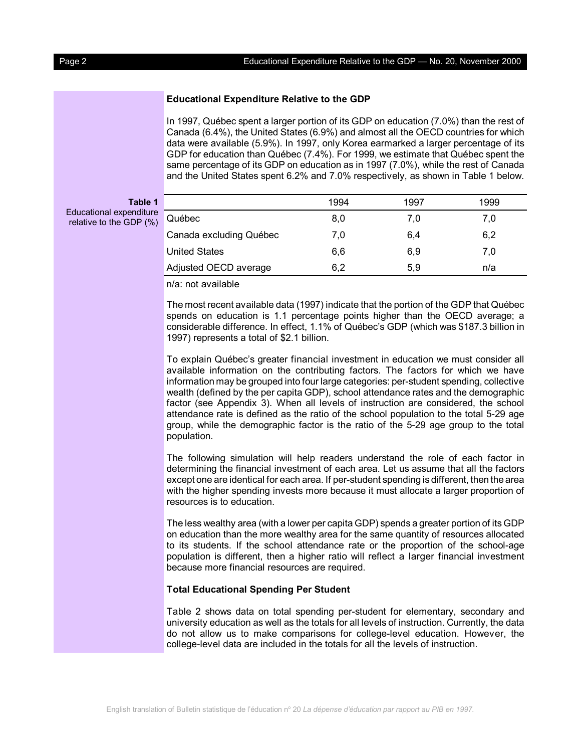## Educational Expenditure Relative to the GDP

In 1997, Québec spent a larger portion of its GDP on education (7.0%) than the rest of Canada (6.4%), the United States (6.9%) and almost all the OECD countries for which data were available (5.9%). In 1997, only Korea earmarked a larger percentage of its GDP for education than Québec (7.4%). For 1999, we estimate that Québec spent the same percentage of its GDP on education as in 1997 (7.0%), while the rest of Canada and the United States spent 6.2% and 7.0% respectively, as shown in Table 1 below.

**Table 1**
Educational expenditure relative to the GDP (%)

| | 1994 | 1997 | 1999 |
|---|---|---|---|
| Québec | 8,0 | 7,0 | 7,0 |
| Canada excluding Québec | 7,0 | 6,4 | 6,2 |
| United States | 6,6 | 6,9 | 7,0 |
| Adjusted OECD average | 6,2 | 5,9 | n/a |

n/a: not available

The most recent available data (1997) indicate that the portion of the GDP that Québec spends on education is 1.1 percentage points higher than the OECD average; a considerable difference. In effect, 1.1% of Québec's GDP (which was $187.3 billion in 1997) represents a total of $2.1 billion.

To explain Québec's greater financial investment in education we must consider all available information on the contributing factors. The factors for which we have information may be grouped into four large categories: per-student spending, collective wealth (defined by the per capita GDP), school attendance rates and the demographic factor (see Appendix 3). When all levels of instruction are considered, the school attendance rate is defined as the ratio of the school population to the total 5-29 age group, while the demographic factor is the ratio of the 5-29 age group to the total population.

The following simulation will help readers understand the role of each factor in determining the financial investment of each area. Let us assume that all the factors except one are identical for each area. If per-student spending is different, then the area with the higher spending invests more because it must allocate a larger proportion of resources is to education.

The less wealthy area (with a lower per capita GDP) spends a greater portion of its GDP on education than the more wealthy area for the same quantity of resources allocated to its students. If the school attendance rate or the proportion of the school-age population is different, then a higher ratio will reflect a larger financial investment because more financial resources are required.

## Total Educational Spending Per Student

Table 2 shows data on total spending per-student for elementary, secondary and university education as well as the totals for all levels of instruction. Currently, the data do not allow us to make comparisons for college-level education. However, the college-level data are included in the totals for all the levels of instruction.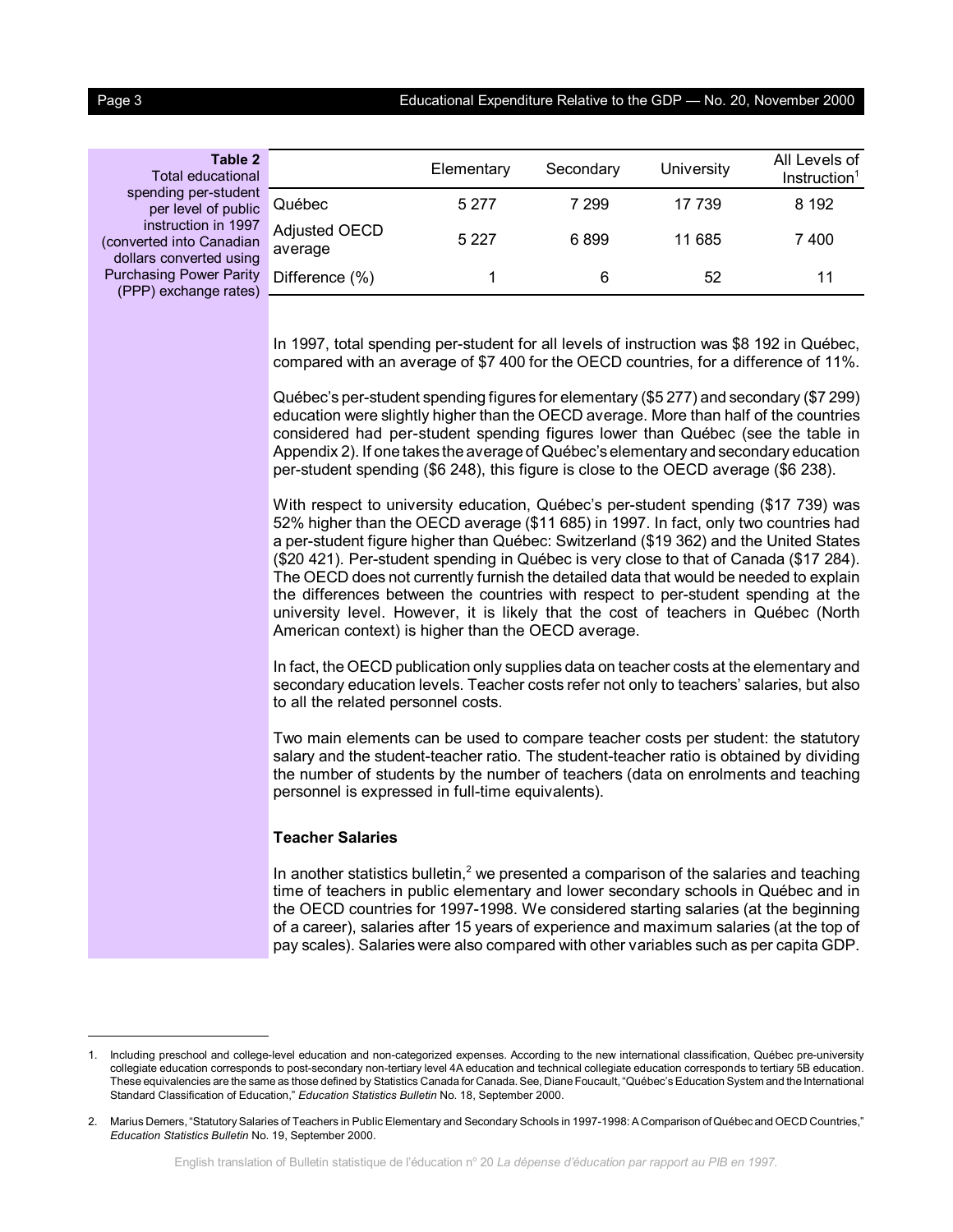**Table 2** Total educational spending per-student per level of public instruction in 1997 (converted into Canadian dollars converted using Purchasing Power Parity (PPP) exchange rates)

| | Elementary | Secondary | University | All Levels of Instruction[1] |
|---|---|---|---|---|
| Québec | 5 277 | 7 299 | 17 739 | 8 192 |
| Adjusted OECD average | 5 227 | 6 899 | 11 685 | 7 400 |
| Difference (%) | 1 | 6 | 52 | 11 |

In 1997, total spending per-student for all levels of instruction was $8 192 in Québec, compared with an average of $7 400 for the OECD countries, for a difference of 11%.

Québec's per-student spending figures for elementary ($5 277) and secondary ($7 299) education were slightly higher than the OECD average. More than half of the countries considered had per-student spending figures lower than Québec (see the table in Appendix 2). If one takes the average of Québec's elementary and secondary education per-student spending ($6 248), this figure is close to the OECD average ($6 238).

With respect to university education, Québec's per-student spending ($17 739) was 52% higher than the OECD average ($11 685) in 1997. In fact, only two countries had a per-student figure higher than Québec: Switzerland ($19 362) and the United States ($20 421). Per-student spending in Québec is very close to that of Canada ($17 284). The OECD does not currently furnish the detailed data that would be needed to explain the differences between the countries with respect to per-student spending at the university level. However, it is likely that the cost of teachers in Québec (North American context) is higher than the OECD average.

In fact, the OECD publication only supplies data on teacher costs at the elementary and secondary education levels. Teacher costs refer not only to teachers' salaries, but also to all the related personnel costs.

Two main elements can be used to compare teacher costs per student: the statutory salary and the student-teacher ratio. The student-teacher ratio is obtained by dividing the number of students by the number of teachers (data on enrolments and teaching personnel is expressed in full-time equivalents).

**Teacher Salaries**

In another statistics bulletin,[2] we presented a comparison of the salaries and teaching time of teachers in public elementary and lower secondary schools in Québec and in the OECD countries for 1997-1998. We considered starting salaries (at the beginning of a career), salaries after 15 years of experience and maximum salaries (at the top of pay scales). Salaries were also compared with other variables such as per capita GDP.

---

1. Including preschool and college-level education and non-categorized expenses. According to the new international classification, Québec pre-university collegiate education corresponds to post-secondary non-tertiary level 4A education and technical collegiate education corresponds to tertiary 5B education. These equivalencies are the same as those defined by Statistics Canada for Canada. See, Diane Foucault, "Québec's Education System and the International Standard Classification of Education," *Education Statistics Bulletin* No. 18, September 2000.

2. Marius Demers, "Statutory Salaries of Teachers in Public Elementary and Secondary Schools in 1997-1998: A Comparison of Québec and OECD Countries," *Education Statistics Bulletin* No. 19, September 2000.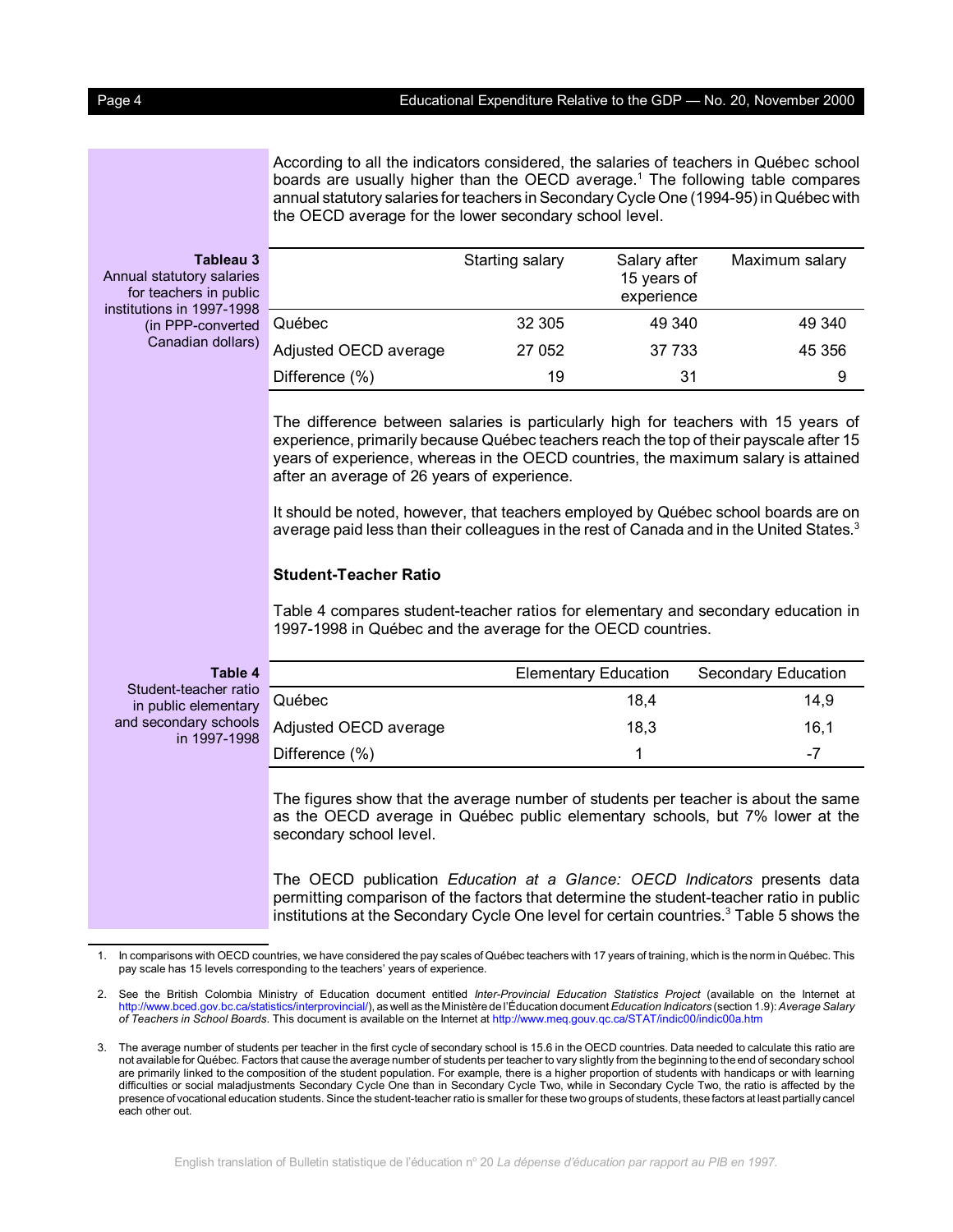According to all the indicators considered, the salaries of teachers in Québec school boards are usually higher than the OECD average.[1] The following table compares annual statutory salaries for teachers in Secondary Cycle One (1994-95) in Québec with the OECD average for the lower secondary school level.

**Tableau 3**
Annual statutory salaries for teachers in public institutions in 1997-1998 (in PPP-converted Canadian dollars)

| | Starting salary | Salary after 15 years of experience | Maximum salary |
|---|---|---|---|
| Québec | 32 305 | 49 340 | 49 340 |
| Adjusted OECD average | 27 052 | 37 733 | 45 356 |
| Difference (%) | 19 | 31 | 9 |

The difference between salaries is particularly high for teachers with 15 years of experience, primarily because Québec teachers reach the top of their payscale after 15 years of experience, whereas in the OECD countries, the maximum salary is attained after an average of 26 years of experience.

It should be noted, however, that teachers employed by Québec school boards are on average paid less than their colleagues in the rest of Canada and in the United States.[3]

### Student-Teacher Ratio

Table 4 compares student-teacher ratios for elementary and secondary education in 1997-1998 in Québec and the average for the OECD countries.

**Table 4**
Student-teacher ratio in public elementary and secondary schools in 1997-1998

| | Elementary Education | Secondary Education |
|---|---|---|
| Québec | 18,4 | 14,9 |
| Adjusted OECD average | 18,3 | 16,1 |
| Difference (%) | 1 | -7 |

The figures show that the average number of students per teacher is about the same as the OECD average in Québec public elementary schools, but 7% lower at the secondary school level.

The OECD publication *Education at a Glance: OECD Indicators* presents data permitting comparison of the factors that determine the student-teacher ratio in public institutions at the Secondary Cycle One level for certain countries.[3] Table 5 shows the

---

1. In comparisons with OECD countries, we have considered the pay scales of Québec teachers with 17 years of training, which is the norm in Québec. This pay scale has 15 levels corresponding to the teachers' years of experience.

2. See the British Colombia Ministry of Education document entitled *Inter-Provincial Education Statistics Project* (available on the Internet at http://www.bced.gov.bc.ca/statistics/interprovincial/), as well as the Ministère de l'Éducation document *Education Indicators* (section 1.9): *Average Salary of Teachers in School Boards.* This document is available on the Internet at http://www.meq.gouv.qc.ca/STAT/indic00/indic00a.htm

3. The average number of students per teacher in the first cycle of secondary school is 15.6 in the OECD countries. Data needed to calculate this ratio are not available for Québec. Factors that cause the average number of students per teacher to vary slightly from the beginning to the end of secondary school are primarily linked to the composition of the student population. For example, there is a higher proportion of students with handicaps or with learning difficulties or social maladjustments Secondary Cycle One than in Secondary Cycle Two, while in Secondary Cycle Two, the ratio is affected by the presence of vocational education students. Since the student-teacher ratio is smaller for these two groups of students, these factors at least partially cancel each other out.

English translation of Bulletin statistique de l'éducation n° 20 *La dépense d'éducation par rapport au PIB en 1997.*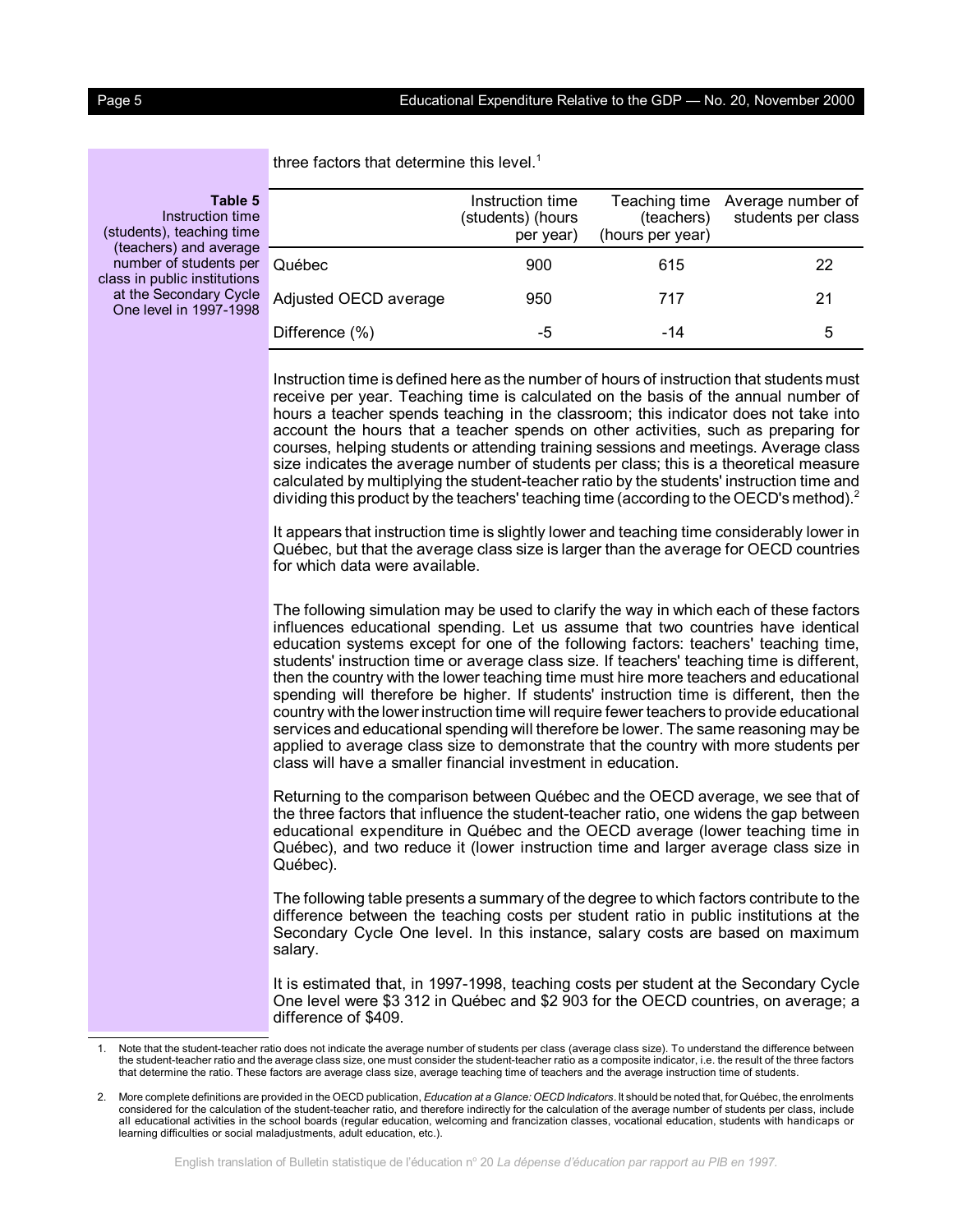three factors that determine this level.[1]

**Table 5**
Instruction time (students), teaching time (teachers) and average number of students per class in public institutions at the Secondary Cycle One level in 1997-1998

| | Instruction time (students) (hours per year) | Teaching time (teachers) (hours per year) | Average number of students per class |
|---|---|---|---|
| Québec | 900 | 615 | 22 |
| Adjusted OECD average | 950 | 717 | 21 |
| Difference (%) | -5 | -14 | 5 |

Instruction time is defined here as the number of hours of instruction that students must receive per year. Teaching time is calculated on the basis of the annual number of hours a teacher spends teaching in the classroom; this indicator does not take into account the hours that a teacher spends on other activities, such as preparing for courses, helping students or attending training sessions and meetings. Average class size indicates the average number of students per class; this is a theoretical measure calculated by multiplying the student-teacher ratio by the students' instruction time and dividing this product by the teachers' teaching time (according to the OECD's method).[2]

It appears that instruction time is slightly lower and teaching time considerably lower in Québec, but that the average class size is larger than the average for OECD countries for which data were available.

The following simulation may be used to clarify the way in which each of these factors influences educational spending. Let us assume that two countries have identical education systems except for one of the following factors: teachers' teaching time, students' instruction time or average class size. If teachers' teaching time is different, then the country with the lower teaching time must hire more teachers and educational spending will therefore be higher. If students' instruction time is different, then the country with the lower instruction time will require fewer teachers to provide educational services and educational spending will therefore be lower. The same reasoning may be applied to average class size to demonstrate that the country with more students per class will have a smaller financial investment in education.

Returning to the comparison between Québec and the OECD average, we see that of the three factors that influence the student-teacher ratio, one widens the gap between educational expenditure in Québec and the OECD average (lower teaching time in Québec), and two reduce it (lower instruction time and larger average class size in Québec).

The following table presents a summary of the degree to which factors contribute to the difference between the teaching costs per student ratio in public institutions at the Secondary Cycle One level. In this instance, salary costs are based on maximum salary.

It is estimated that, in 1997-1998, teaching costs per student at the Secondary Cycle One level were $3 312 in Québec and $2 903 for the OECD countries, on average; a difference of $409.

1. Note that the student-teacher ratio does not indicate the average number of students per class (average class size). To understand the difference between the student-teacher ratio and the average class size, one must consider the student-teacher ratio as a composite indicator, i.e. the result of the three factors that determine the ratio. These factors are average class size, average teaching time of teachers and the average instruction time of students.

2. More complete definitions are provided in the OECD publication, *Education at a Glance: OECD Indicators*. It should be noted that, for Québec, the enrolments considered for the calculation of the student-teacher ratio, and therefore indirectly for the calculation of the average number of students per class, include all educational activities in the school boards (regular education, welcoming and francization classes, vocational education, students with handicaps or learning difficulties or social maladjustments, adult education, etc.).

English translation of Bulletin statistique de l'éducation n° 20 *La dépense d'éducation par rapport au PIB en 1997.*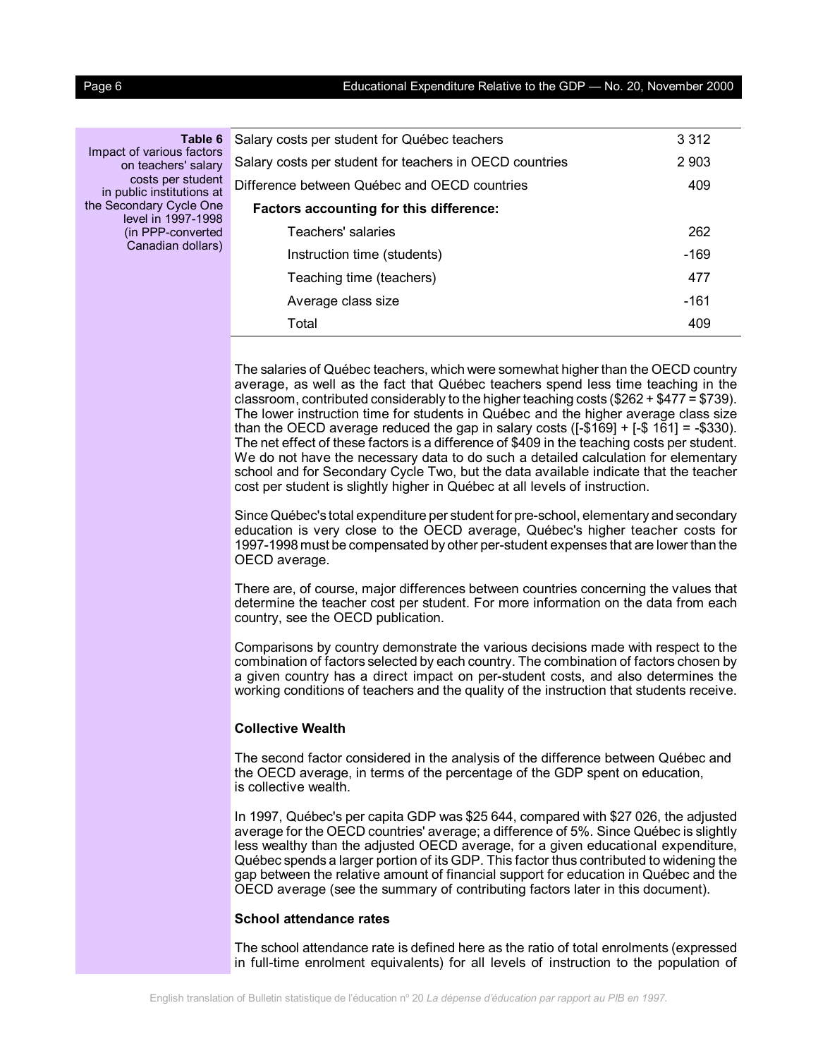**Table 6**
Impact of various factors on teachers' salary costs per student in public institutions at the Secondary Cycle One level in 1997-1998 (in PPP-converted Canadian dollars)

| | |
|---|---:|
| Salary costs per student for Québec teachers | 3 312 |
| Salary costs per student for teachers in OECD countries | 2 903 |
| Difference between Québec and OECD countries | 409 |
| **Factors accounting for this difference:** | |
| Teachers' salaries | 262 |
| Instruction time (students) | -169 |
| Teaching time (teachers) | 477 |
| Average class size | -161 |
| Total | 409 |

The salaries of Québec teachers, which were somewhat higher than the OECD country average, as well as the fact that Québec teachers spend less time teaching in the classroom, contributed considerably to the higher teaching costs ($262 + $477 = $739). The lower instruction time for students in Québec and the higher average class size than the OECD average reduced the gap in salary costs ([-$169] + [-$ 161] = -$330). The net effect of these factors is a difference of $409 in the teaching costs per student. We do not have the necessary data to do such a detailed calculation for elementary school and for Secondary Cycle Two, but the data available indicate that the teacher cost per student is slightly higher in Québec at all levels of instruction.

Since Québec's total expenditure per student for pre-school, elementary and secondary education is very close to the OECD average, Québec's higher teacher costs for 1997-1998 must be compensated by other per-student expenses that are lower than the OECD average.

There are, of course, major differences between countries concerning the values that determine the teacher cost per student. For more information on the data from each country, see the OECD publication.

Comparisons by country demonstrate the various decisions made with respect to the combination of factors selected by each country. The combination of factors chosen by a given country has a direct impact on per-student costs, and also determines the working conditions of teachers and the quality of the instruction that students receive.

### Collective Wealth

The second factor considered in the analysis of the difference between Québec and the OECD average, in terms of the percentage of the GDP spent on education, is collective wealth.

In 1997, Québec's per capita GDP was $25 644, compared with $27 026, the adjusted average for the OECD countries' average; a difference of 5%. Since Québec is slightly less wealthy than the adjusted OECD average, for a given educational expenditure, Québec spends a larger portion of its GDP. This factor thus contributed to widening the gap between the relative amount of financial support for education in Québec and the OECD average (see the summary of contributing factors later in this document).

### School attendance rates

The school attendance rate is defined here as the ratio of total enrolments (expressed in full-time enrolment equivalents) for all levels of instruction to the population of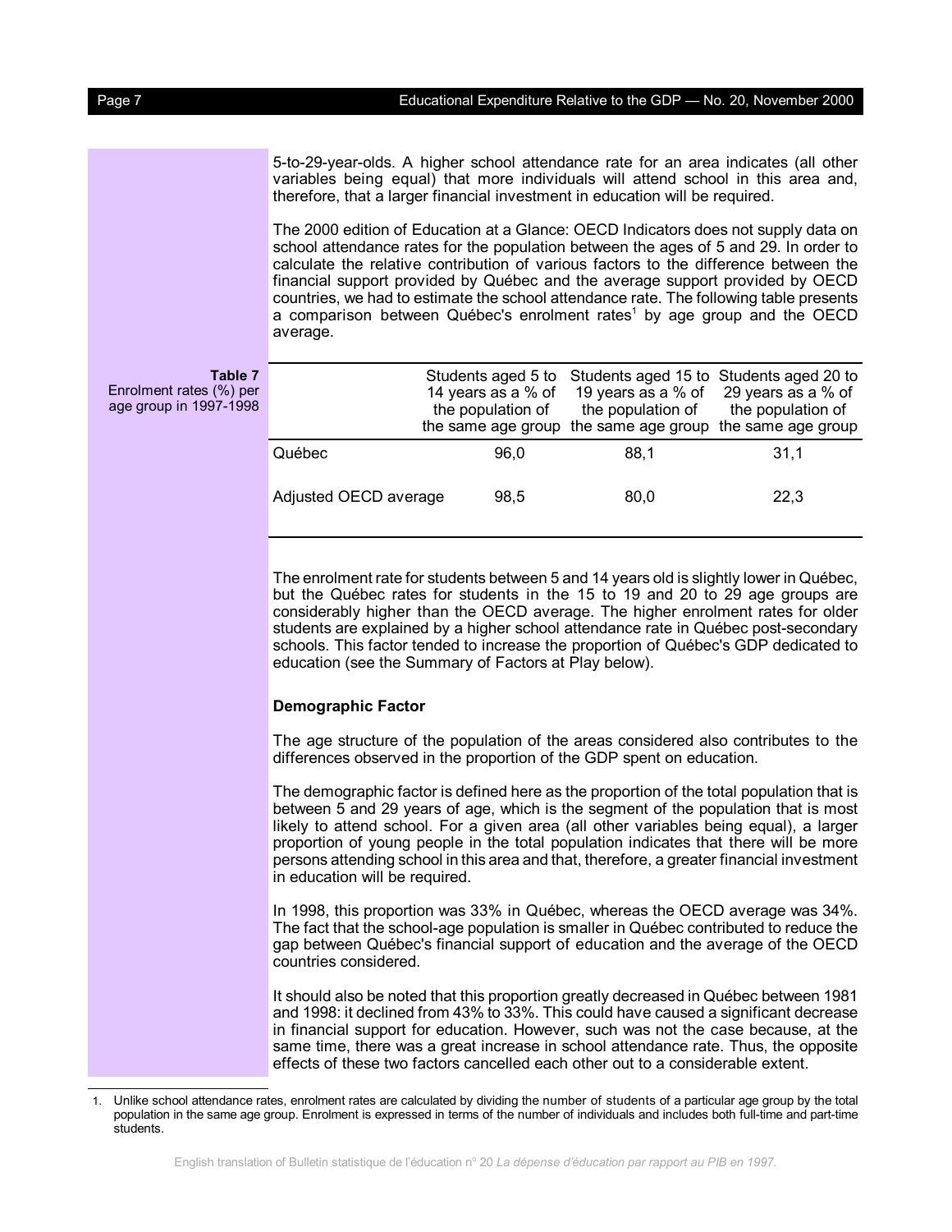5-to-29-year-olds. A higher school attendance rate for an area indicates (all other variables being equal) that more individuals will attend school in this area and, therefore, that a larger financial investment in education will be required.

The 2000 edition of Education at a Glance: OECD Indicators does not supply data on school attendance rates for the population between the ages of 5 and 29. In order to calculate the relative contribution of various factors to the difference between the financial support provided by Québec and the average support provided by OECD countries, we had to estimate the school attendance rate. The following table presents a comparison between Québec's enrolment rates[1] by age group and the OECD average.

**Table 7**
Enrolment rates (%) per age group in 1997-1998

| | Students aged 5 to 14 years as a % of the population of the same age group | Students aged 15 to 19 years as a % of the population of the same age group | Students aged 20 to 29 years as a % of the population of the same age group |
|---|---|---|---|
| Québec | 96,0 | 88,1 | 31,1 |
| Adjusted OECD average | 98,5 | 80,0 | 22,3 |

The enrolment rate for students between 5 and 14 years old is slightly lower in Québec, but the Québec rates for students in the 15 to 19 and 20 to 29 age groups are considerably higher than the OECD average. The higher enrolment rates for older students are explained by a higher school attendance rate in Québec post-secondary schools. This factor tended to increase the proportion of Québec's GDP dedicated to education (see the Summary of Factors at Play below).

### Demographic Factor

The age structure of the population of the areas considered also contributes to the differences observed in the proportion of the GDP spent on education.

The demographic factor is defined here as the proportion of the total population that is between 5 and 29 years of age, which is the segment of the population that is most likely to attend school. For a given area (all other variables being equal), a larger proportion of young people in the total population indicates that there will be more persons attending school in this area and that, therefore, a greater financial investment in education will be required.

In 1998, this proportion was 33% in Québec, whereas the OECD average was 34%. The fact that the school-age population is smaller in Québec contributed to reduce the gap between Québec's financial support of education and the average of the OECD countries considered.

It should also be noted that this proportion greatly decreased in Québec between 1981 and 1998: it declined from 43% to 33%. This could have caused a significant decrease in financial support for education. However, such was not the case because, at the same time, there was a great increase in school attendance rate. Thus, the opposite effects of these two factors cancelled each other out to a considerable extent.

1. Unlike school attendance rates, enrolment rates are calculated by dividing the number of students of a particular age group by the total population in the same age group. Enrolment is expressed in terms of the number of individuals and includes both full-time and part-time students.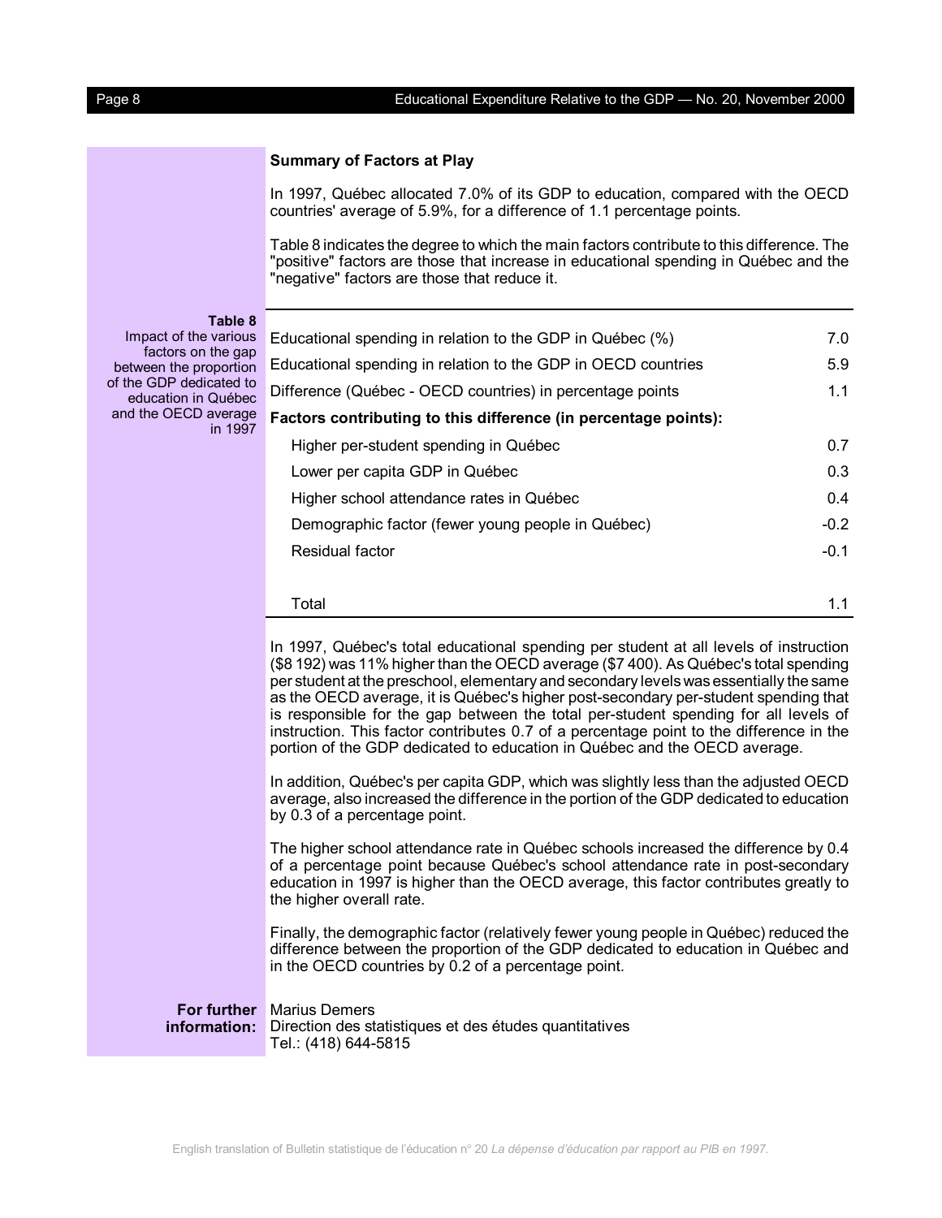## Summary of Factors at Play

In 1997, Québec allocated 7.0% of its GDP to education, compared with the OECD countries' average of 5.9%, for a difference of 1.1 percentage points.

Table 8 indicates the degree to which the main factors contribute to this difference. The "positive" factors are those that increase in educational spending in Québec and the "negative" factors are those that reduce it.

**Table 8**
Impact of the various factors on the gap between the proportion of the GDP dedicated to education in Québec and the OECD average in 1997

| | |
|---|---|
| Educational spending in relation to the GDP in Québec (%) | 7.0 |
| Educational spending in relation to the GDP in OECD countries | 5.9 |
| Difference (Québec - OECD countries) in percentage points | 1.1 |
| **Factors contributing to this difference (in percentage points):** | |
| Higher per-student spending in Québec | 0.7 |
| Lower per capita GDP in Québec | 0.3 |
| Higher school attendance rates in Québec | 0.4 |
| Demographic factor (fewer young people in Québec) | -0.2 |
| Residual factor | -0.1 |
| Total | 1.1 |

In 1997, Québec's total educational spending per student at all levels of instruction ($8 192) was 11% higher than the OECD average ($7 400). As Québec's total spending per student at the preschool, elementary and secondary levels was essentially the same as the OECD average, it is Québec's higher post-secondary per-student spending that is responsible for the gap between the total per-student spending for all levels of instruction. This factor contributes 0.7 of a percentage point to the difference in the portion of the GDP dedicated to education in Québec and the OECD average.

In addition, Québec's per capita GDP, which was slightly less than the adjusted OECD average, also increased the difference in the portion of the GDP dedicated to education by 0.3 of a percentage point.

The higher school attendance rate in Québec schools increased the difference by 0.4 of a percentage point because Québec's school attendance rate in post-secondary education in 1997 is higher than the OECD average, this factor contributes greatly to the higher overall rate.

Finally, the demographic factor (relatively fewer young people in Québec) reduced the difference between the proportion of the GDP dedicated to education in Québec and in the OECD countries by 0.2 of a percentage point.

**For further information:** Marius Demers
Direction des statistiques et des études quantitatives
Tel.: (418) 644-5815

English translation of Bulletin statistique de l'éducation n° 20 *La dépense d'éducation par rapport au PIB en 1997.*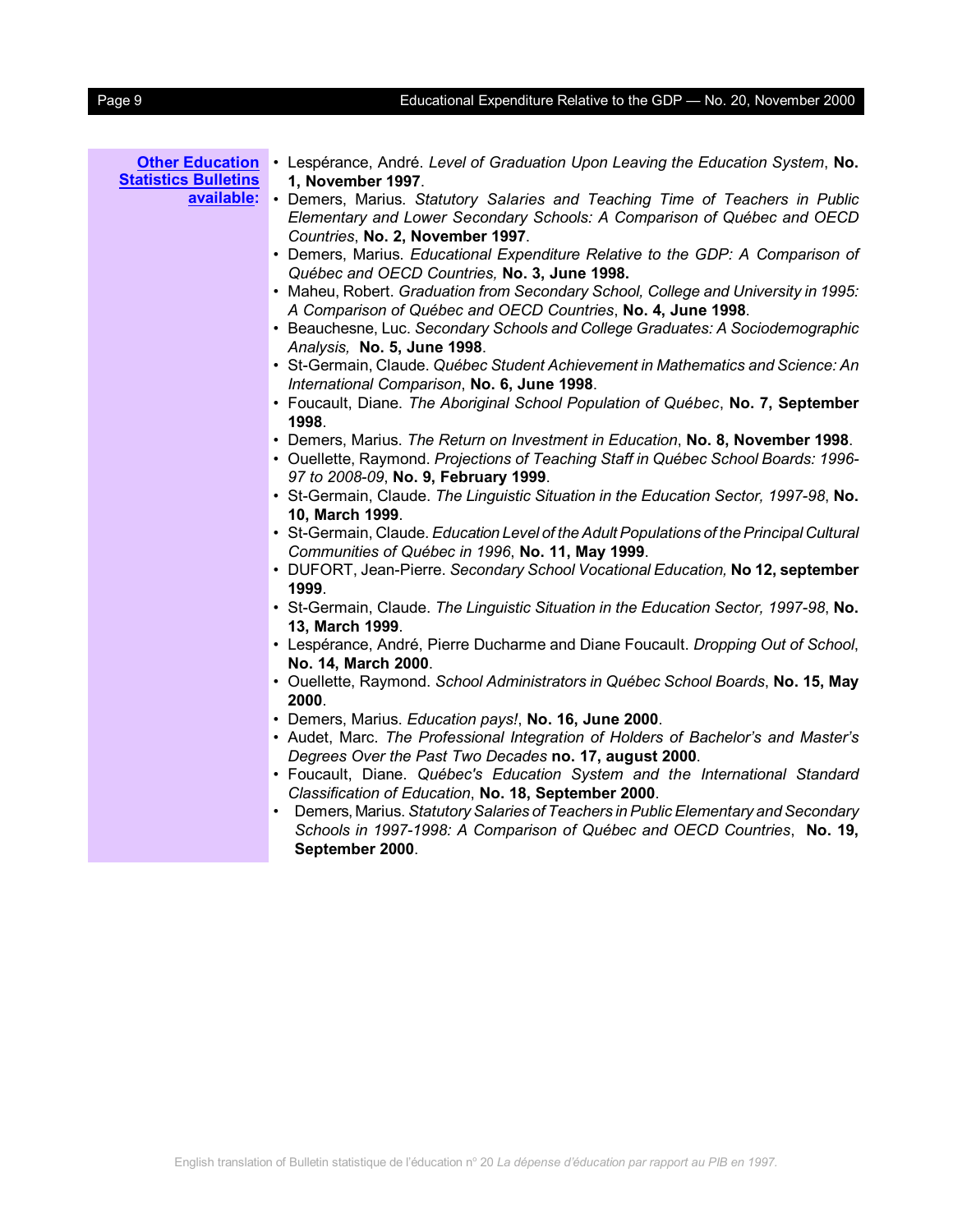**Other Education Statistics Bulletins available:**

- Lespérance, André. *Level of Graduation Upon Leaving the Education System*, **No. 1, November 1997**.
- Demers, Marius. *Statutory Salaries and Teaching Time of Teachers in Public Elementary and Lower Secondary Schools: A Comparison of Québec and OECD Countries*, **No. 2, November 1997**.
- Demers, Marius. *Educational Expenditure Relative to the GDP: A Comparison of Québec and OECD Countries,* **No. 3, June 1998.**
- Maheu, Robert. *Graduation from Secondary School, College and University in 1995: A Comparison of Québec and OECD Countries*, **No. 4, June 1998**.
- Beauchesne, Luc. *Secondary Schools and College Graduates: A Sociodemographic Analysis,* **No. 5, June 1998**.
- St-Germain, Claude. *Québec Student Achievement in Mathematics and Science: An International Comparison*, **No. 6, June 1998**.
- Foucault, Diane. *The Aboriginal School Population of Québec*, **No. 7, September 1998**.
- Demers, Marius. *The Return on Investment in Education*, **No. 8, November 1998**.
- Ouellette, Raymond. *Projections of Teaching Staff in Québec School Boards: 1996-97 to 2008-09*, **No. 9, February 1999**.
- St-Germain, Claude. *The Linguistic Situation in the Education Sector, 1997-98*, **No. 10, March 1999**.
- St-Germain, Claude. *Education Level of the Adult Populations of the Principal Cultural Communities of Québec in 1996*, **No. 11, May 1999**.
- DUFORT, Jean-Pierre. *Secondary School Vocational Education,* **No 12, september 1999**.
- St-Germain, Claude. *The Linguistic Situation in the Education Sector, 1997-98*, **No. 13, March 1999**.
- Lespérance, André, Pierre Ducharme and Diane Foucault. *Dropping Out of School*, **No. 14, March 2000**.
- Ouellette, Raymond. *School Administrators in Québec School Boards*, **No. 15, May 2000**.
- Demers, Marius. *Education pays!*, **No. 16, June 2000**.
- Audet, Marc. *The Professional Integration of Holders of Bachelor's and Master's Degrees Over the Past Two Decades* **no. 17, august 2000**.
- Foucault, Diane. *Québec's Education System and the International Standard Classification of Education*, **No. 18, September 2000**.
- Demers, Marius. *Statutory Salaries of Teachers in Public Elementary and Secondary Schools in 1997-1998: A Comparison of Québec and OECD Countries*, **No. 19, September 2000**.

English translation of Bulletin statistique de l'éducation n° 20 *La dépense d'éducation par rapport au PIB en 1997.*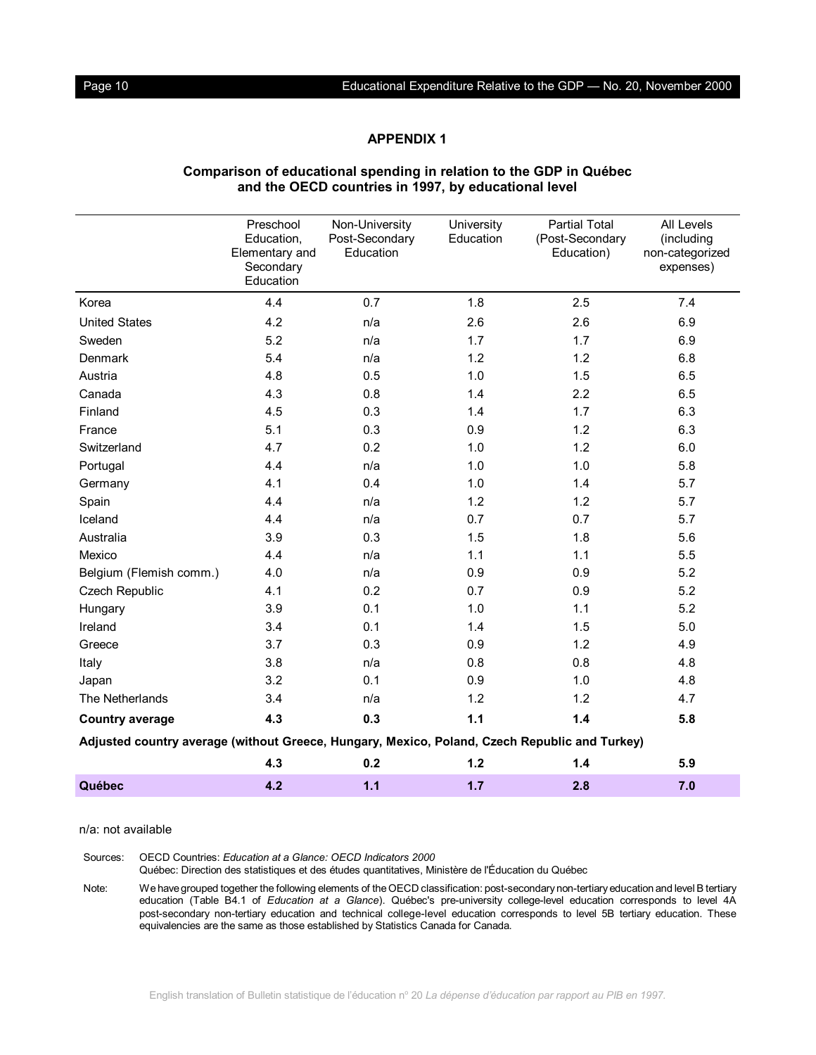## APPENDIX 1

### Comparison of educational spending in relation to the GDP in Québec and the OECD countries in 1997, by educational level

| | Preschool Education, Elementary and Secondary Education | Non-University Post-Secondary Education | University Education | Partial Total (Post-Secondary Education) | All Levels (including non-categorized expenses) |
|---|---|---|---|---|---|
| Korea | 4.4 | 0.7 | 1.8 | 2.5 | 7.4 |
| United States | 4.2 | n/a | 2.6 | 2.6 | 6.9 |
| Sweden | 5.2 | n/a | 1.7 | 1.7 | 6.9 |
| Denmark | 5.4 | n/a | 1.2 | 1.2 | 6.8 |
| Austria | 4.8 | 0.5 | 1.0 | 1.5 | 6.5 |
| Canada | 4.3 | 0.8 | 1.4 | 2.2 | 6.5 |
| Finland | 4.5 | 0.3 | 1.4 | 1.7 | 6.3 |
| France | 5.1 | 0.3 | 0.9 | 1.2 | 6.3 |
| Switzerland | 4.7 | 0.2 | 1.0 | 1.2 | 6.0 |
| Portugal | 4.4 | n/a | 1.0 | 1.0 | 5.8 |
| Germany | 4.1 | 0.4 | 1.0 | 1.4 | 5.7 |
| Spain | 4.4 | n/a | 1.2 | 1.2 | 5.7 |
| Iceland | 4.4 | n/a | 0.7 | 0.7 | 5.7 |
| Australia | 3.9 | 0.3 | 1.5 | 1.8 | 5.6 |
| Mexico | 4.4 | n/a | 1.1 | 1.1 | 5.5 |
| Belgium (Flemish comm.) | 4.0 | n/a | 0.9 | 0.9 | 5.2 |
| Czech Republic | 4.1 | 0.2 | 0.7 | 0.9 | 5.2 |
| Hungary | 3.9 | 0.1 | 1.0 | 1.1 | 5.2 |
| Ireland | 3.4 | 0.1 | 1.4 | 1.5 | 5.0 |
| Greece | 3.7 | 0.3 | 0.9 | 1.2 | 4.9 |
| Italy | 3.8 | n/a | 0.8 | 0.8 | 4.8 |
| Japan | 3.2 | 0.1 | 0.9 | 1.0 | 4.8 |
| The Netherlands | 3.4 | n/a | 1.2 | 1.2 | 4.7 |
| **Country average** | **4.3** | **0.3** | **1.1** | **1.4** | **5.8** |
| **Adjusted country average (without Greece, Hungary, Mexico, Poland, Czech Republic and Turkey)** | | | | | |
| | **4.3** | **0.2** | **1.2** | **1.4** | **5.9** |
| **Québec** | **4.2** | **1.1** | **1.7** | **2.8** | **7.0** |

n/a: not available

Sources: OECD Countries: *Education at a Glance: OECD Indicators 2000*
Québec: Direction des statistiques et des études quantitatives, Ministère de l'Éducation du Québec

Note: We have grouped together the following elements of the OECD classification: post-secondary non-tertiary education and level B tertiary education (Table B4.1 of *Education at a Glance*). Québec's pre-university college-level education corresponds to level 4A post-secondary non-tertiary education and technical college-level education corresponds to level 5B tertiary education. These equivalencies are the same as those established by Statistics Canada for Canada.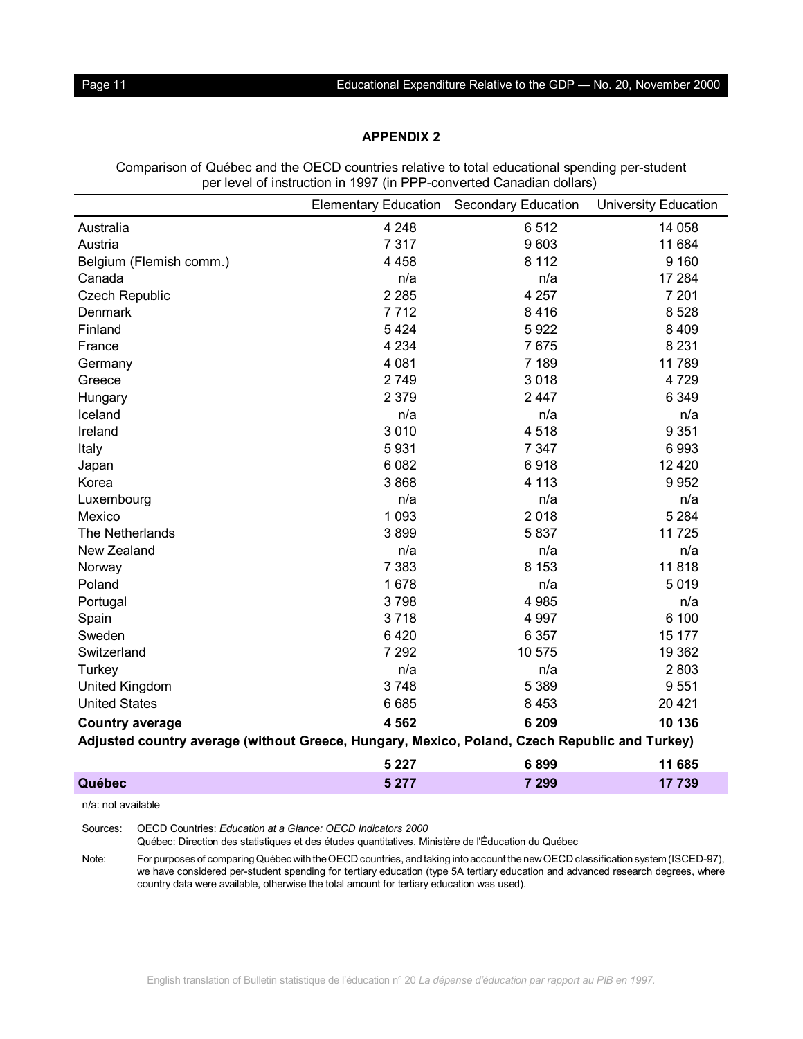## APPENDIX 2

Comparison of Québec and the OECD countries relative to total educational spending per-student per level of instruction in 1997 (in PPP-converted Canadian dollars)

| | Elementary Education | Secondary Education | University Education |
|---|---|---|---|
| Australia | 4 248 | 6 512 | 14 058 |
| Austria | 7 317 | 9 603 | 11 684 |
| Belgium (Flemish comm.) | 4 458 | 8 112 | 9 160 |
| Canada | n/a | n/a | 17 284 |
| Czech Republic | 2 285 | 4 257 | 7 201 |
| Denmark | 7 712 | 8 416 | 8 528 |
| Finland | 5 424 | 5 922 | 8 409 |
| France | 4 234 | 7 675 | 8 231 |
| Germany | 4 081 | 7 189 | 11 789 |
| Greece | 2 749 | 3 018 | 4 729 |
| Hungary | 2 379 | 2 447 | 6 349 |
| Iceland | n/a | n/a | n/a |
| Ireland | 3 010 | 4 518 | 9 351 |
| Italy | 5 931 | 7 347 | 6 993 |
| Japan | 6 082 | 6 918 | 12 420 |
| Korea | 3 868 | 4 113 | 9 952 |
| Luxembourg | n/a | n/a | n/a |
| Mexico | 1 093 | 2 018 | 5 284 |
| The Netherlands | 3 899 | 5 837 | 11 725 |
| New Zealand | n/a | n/a | n/a |
| Norway | 7 383 | 8 153 | 11 818 |
| Poland | 1 678 | n/a | 5 019 |
| Portugal | 3 798 | 4 985 | n/a |
| Spain | 3 718 | 4 997 | 6 100 |
| Sweden | 6 420 | 6 357 | 15 177 |
| Switzerland | 7 292 | 10 575 | 19 362 |
| Turkey | n/a | n/a | 2 803 |
| United Kingdom | 3 748 | 5 389 | 9 551 |
| United States | 6 685 | 8 453 | 20 421 |
| **Country average** | **4 562** | **6 209** | **10 136** |
| **Adjusted country average (without Greece, Hungary, Mexico, Poland, Czech Republic and Turkey)** | **5 227** | **6 899** | **11 685** |
| **Québec** | **5 277** | **7 299** | **17 739** |

n/a: not available

Sources: OECD Countries: *Education at a Glance: OECD Indicators 2000*
Québec: Direction des statistiques et des études quantitatives, Ministère de l'Éducation du Québec

Note: For purposes of comparing Québec with the OECD countries, and taking into account the new OECD classification system (ISCED-97), we have considered per-student spending for tertiary education (type 5A tertiary education and advanced research degrees, where country data were available, otherwise the total amount for tertiary education was used).

English translation of Bulletin statistique de l'éducation n° 20 *La dépense d'éducation par rapport au PIB en 1997.*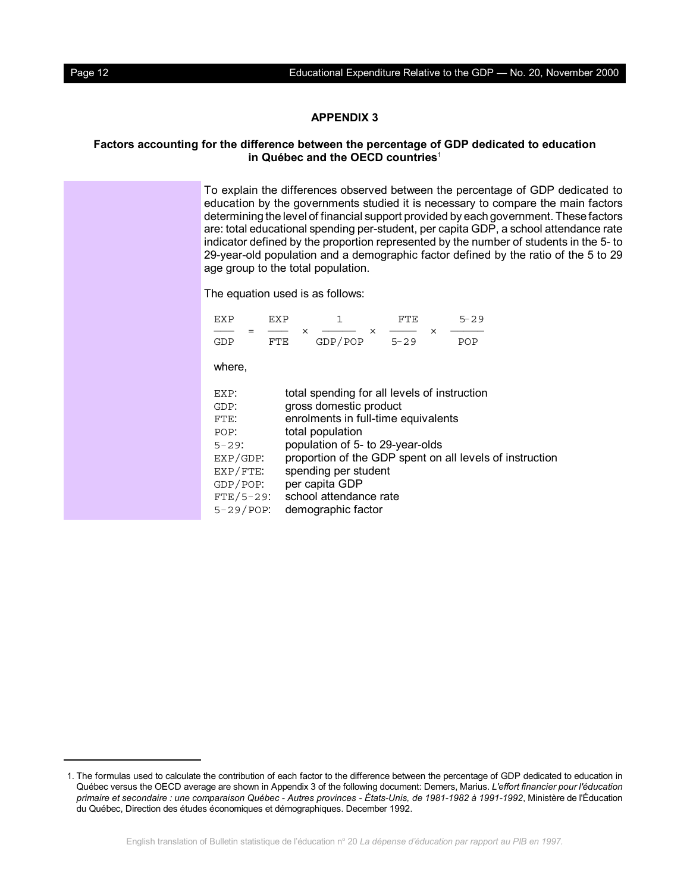## APPENDIX 3

### Factors accounting for the difference between the percentage of GDP dedicated to education in Québec and the OECD countries[1]

To explain the differences observed between the percentage of GDP dedicated to education by the governments studied it is necessary to compare the main factors determining the level of financial support provided by each government. These factors are: total educational spending per-student, per capita GDP, a school attendance rate indicator defined by the proportion represented by the number of students in the 5- to 29-year-old population and a demographic factor defined by the ratio of the 5 to 29 age group to the total population.

The equation used is as follows:

$$\frac{EXP}{GDP} = \frac{EXP}{FTE} \times \frac{1}{GDP/POP} \times \frac{FTE}{5\text{-}29} \times \frac{5\text{-}29}{POP}$$

where,

- EXP: total spending for all levels of instruction
- GDP: gross domestic product
- FTE: enrolments in full-time equivalents
- POP: total population
- 5-29: population of 5- to 29-year-olds
- EXP/GDP: proportion of the GDP spent on all levels of instruction
- EXP/FTE: spending per student
- GDP/POP: per capita GDP
- FTE/5-29: school attendance rate
- 5-29/POP: demographic factor

---

1. The formulas used to calculate the contribution of each factor to the difference between the percentage of GDP dedicated to education in Québec versus the OECD average are shown in Appendix 3 of the following document: Demers, Marius. *L'effort financier pour l'éducation primaire et secondaire : une comparaison Québec - Autres provinces - États-Unis, de 1981-1982 à 1991-1992*, Ministère de l'Éducation du Québec, Direction des études économiques et démographiques. December 1992.